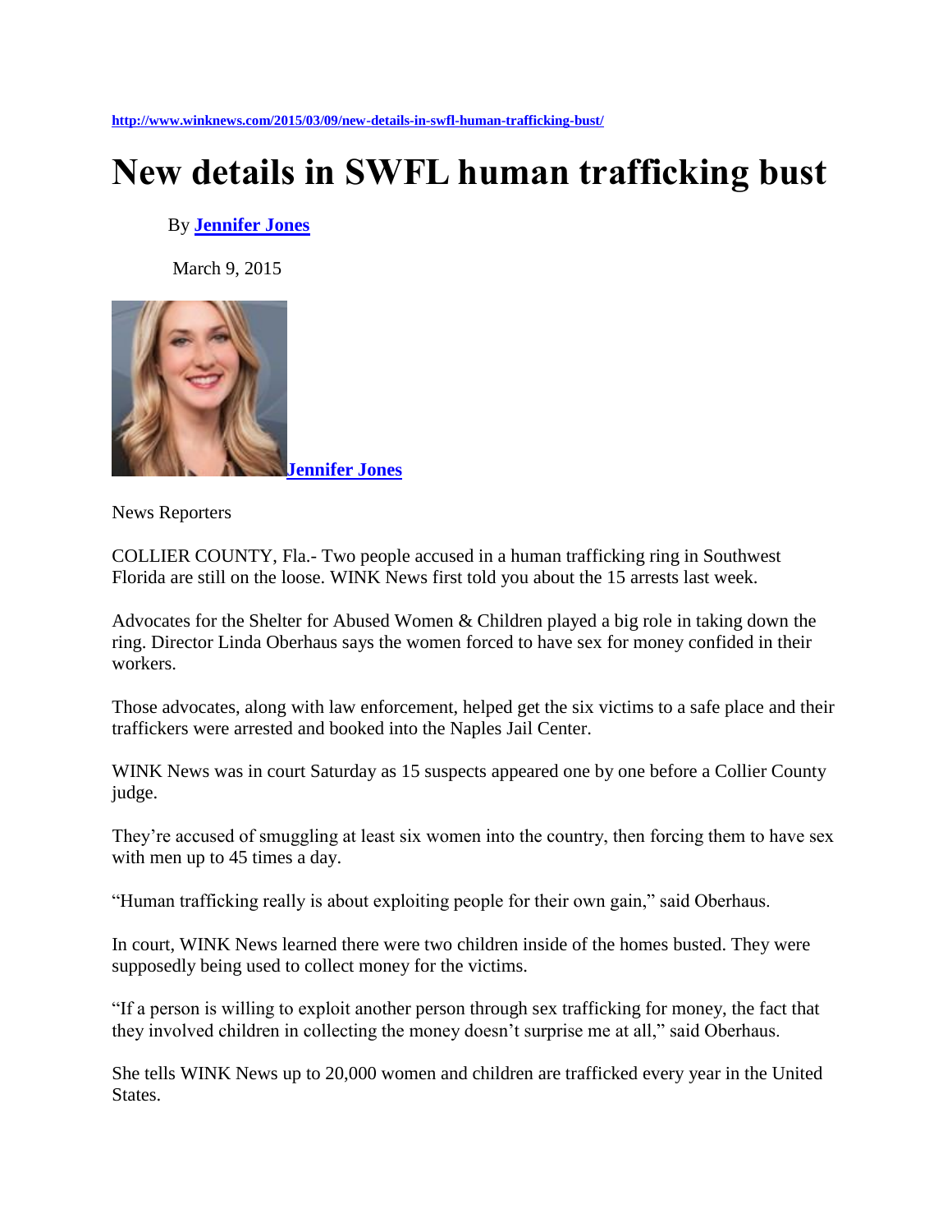http://www.winknews.com/2015/03/09/new-details-in-swfl-human-trafficking-bust/

# New details in SWFL human trafficking bust

By **Jennifer Jones**

March 9, 2015

**Jennifer Jones**

News Reporters

COLLIER COUNTY, Fla.- Two people accused in a human trafficking ring in Southwest Florida are still on the loose. WINK News first told you about the 15 arrests last week.

Advocates for the Shelter for Abused Women & Children played a big role in taking down the ring. Director Linda Oberhaus says the women forced to have sex for money confided in their workers.

Those advocates, along with law enforcement, helped get the six victims to a safe place and their traffickers were arrested and booked into the Naples Jail Center.

WINK News was in court Saturday as 15 suspects appeared one by one before a Collier County judge.

They're accused of smuggling at least six women into the country, then forcing them to have sex with men up to 45 times a day.

"Human trafficking really is about exploiting people for their own gain," said Oberhaus.

In court, WINK News learned there were two children inside of the homes busted. They were supposedly being used to collect money for the victims.

"If a person is willing to exploit another person through sex trafficking for money, the fact that they involved children in collecting the money doesn't surprise me at all," said Oberhaus.

She tells WINK News up to 20,000 women and children are trafficked every year in the United States.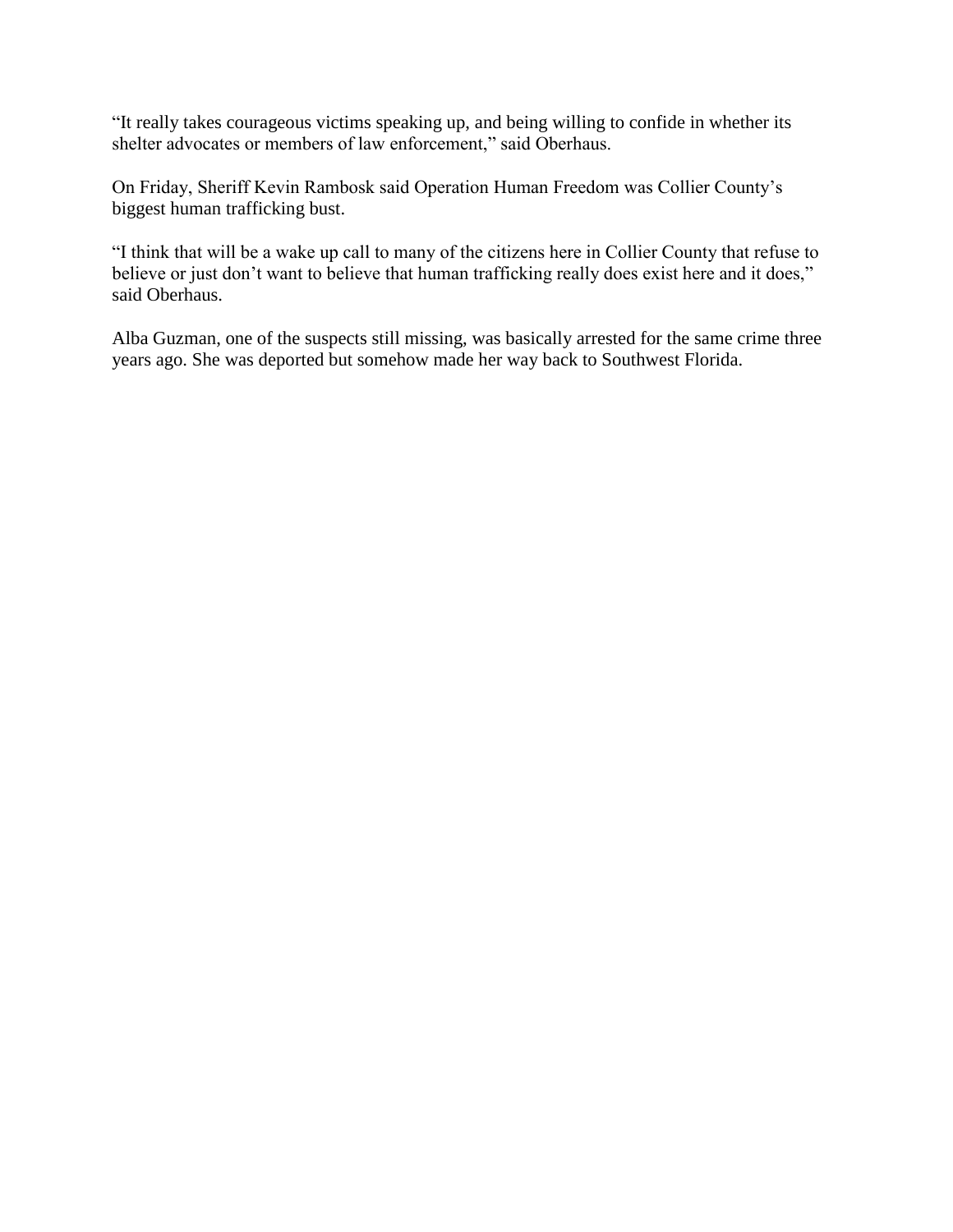"It really takes courageous victims speaking up, and being willing to confide in whether its shelter advocates or members of law enforcement," said Oberhaus.

On Friday, Sheriff Kevin Rambosk said Operation Human Freedom was Collier County's biggest human trafficking bust.

"I think that will be a wake up call to many of the citizens here in Collier County that refuse to believe or just don't want to believe that human trafficking really does exist here and it does," said Oberhaus.

Alba Guzman, one of the suspects still missing, was basically arrested for the same crime three years ago. She was deported but somehow made her way back to Southwest Florida.